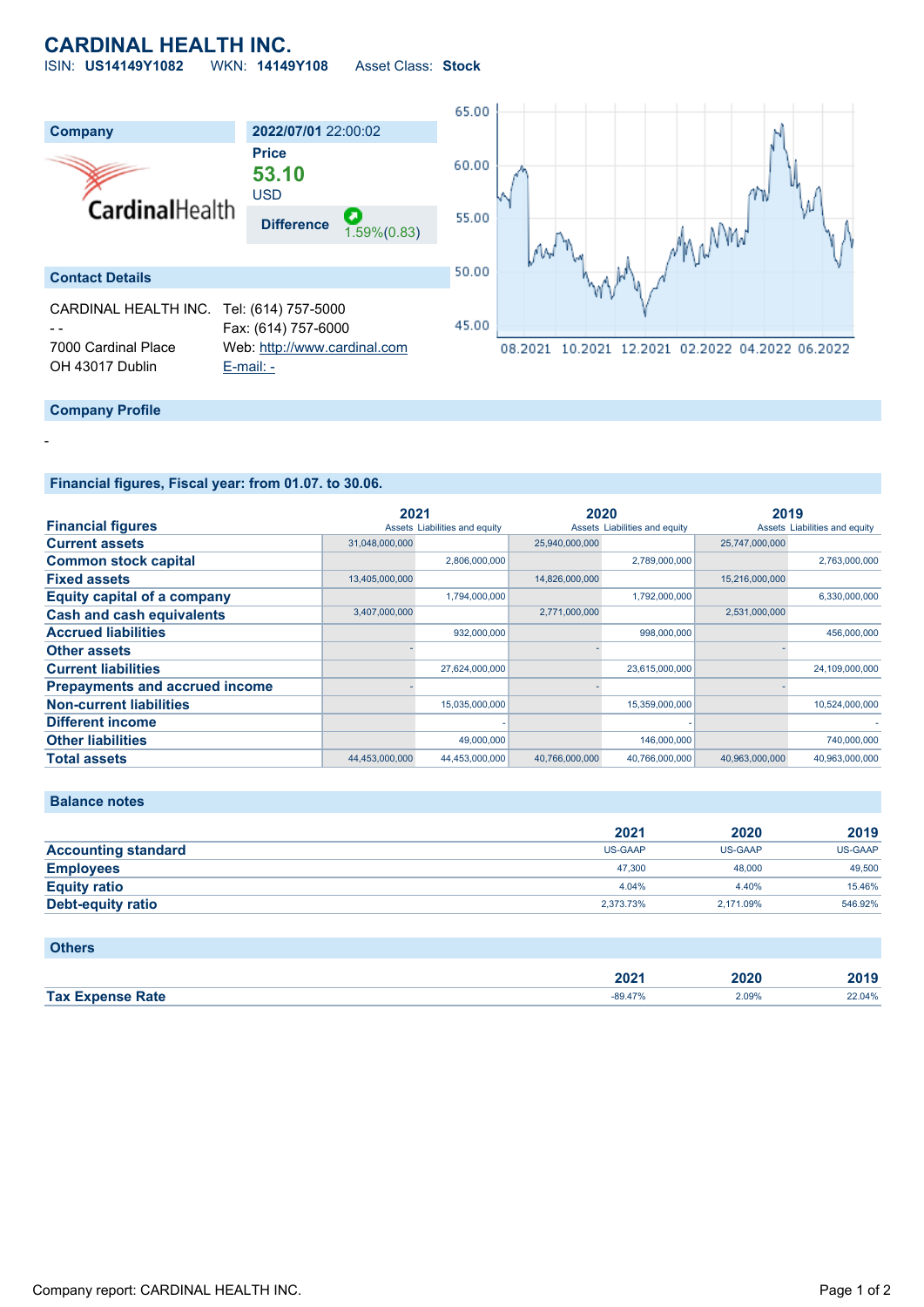# CARDINAL HEALTH INC.

ISIN: **US14149Y1082** WKN: **14149Y108** Asset Class: **Stock**

## Company

**2022/07/01** 22:00:02

**Price**

**53.10**

USD

**Difference** 1.59%(0.83)

## Contact Details

CARDINAL HEALTH INC.
- -
7000 Cardinal Place
OH 43017 Dublin

Tel: (614) 757-5000
Fax: (614) 757-6000
Web: http://www.cardinal.com
E-mail: -

## Company Profile

-

## Financial figures, Fiscal year: from 01.07. to 30.06.

| Financial figures | 2021 Assets | 2021 Liabilities and equity | 2020 Assets | 2020 Liabilities and equity | 2019 Assets | 2019 Liabilities and equity |
|---|---|---|---|---|---|---|
| Current assets | 31,048,000,000 | | 25,940,000,000 | | 25,747,000,000 | |
| Common stock capital | | 2,806,000,000 | | 2,789,000,000 | | 2,763,000,000 |
| Fixed assets | 13,405,000,000 | | 14,826,000,000 | | 15,216,000,000 | |
| Equity capital of a company | | 1,794,000,000 | | 1,792,000,000 | | 6,330,000,000 |
| Cash and cash equivalents | 3,407,000,000 | | 2,771,000,000 | | 2,531,000,000 | |
| Accrued liabilities | | 932,000,000 | | 998,000,000 | | 456,000,000 |
| Other assets | - | | - | | - | |
| Current liabilities | | 27,624,000,000 | | 23,615,000,000 | | 24,109,000,000 |
| Prepayments and accrued income | - | | - | | - | |
| Non-current liabilities | | 15,035,000,000 | | 15,359,000,000 | | 10,524,000,000 |
| Different income | | - | | - | | - |
| Other liabilities | | 49,000,000 | | 146,000,000 | | 740,000,000 |
| Total assets | 44,453,000,000 | 44,453,000,000 | 40,766,000,000 | 40,766,000,000 | 40,963,000,000 | 40,963,000,000 |

## Balance notes

| | 2021 | 2020 | 2019 |
|---|---|---|---|
| Accounting standard | US-GAAP | US-GAAP | US-GAAP |
| Employees | 47,300 | 48,000 | 49,500 |
| Equity ratio | 4.04% | 4.40% | 15.46% |
| Debt-equity ratio | 2,373.73% | 2,171.09% | 546.92% |

## Others

| | 2021 | 2020 | 2019 |
|---|---|---|---|
| Tax Expense Rate | -89.47% | 2.09% | 22.04% |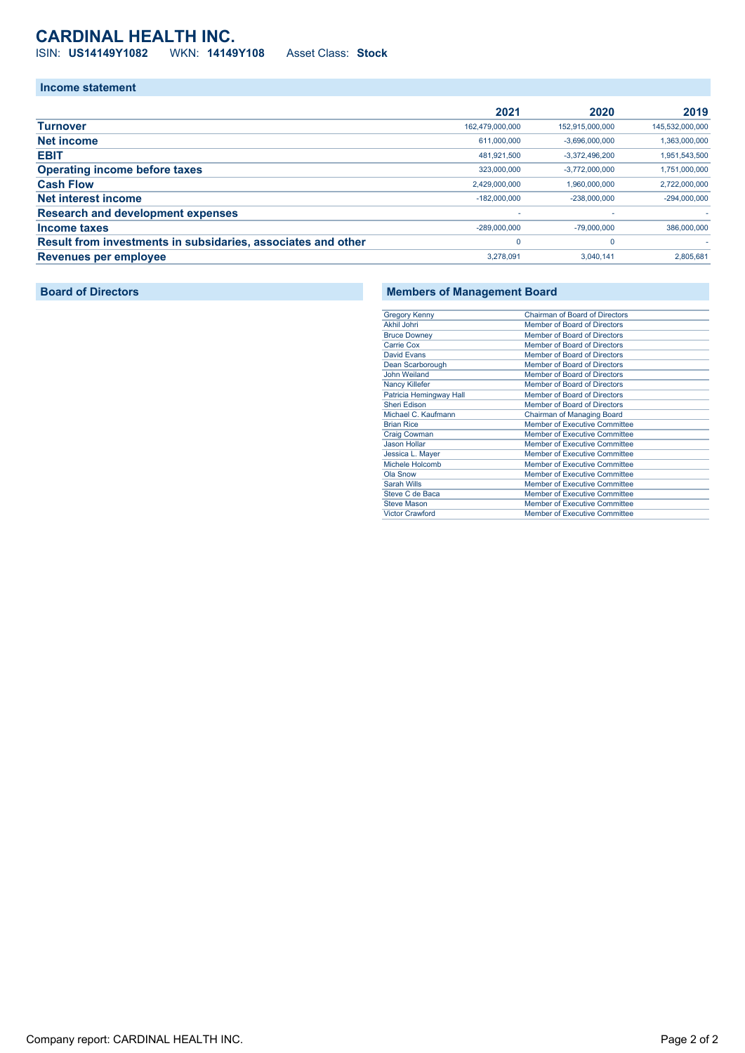# CARDINAL HEALTH INC.

ISIN: **US14149Y1082** WKN: **14149Y108** Asset Class: **Stock**

## Income statement

| | 2021 | 2020 | 2019 |
|---|---|---|---|
| **Turnover** | 162,479,000,000 | 152,915,000,000 | 145,532,000,000 |
| **Net income** | 611,000,000 | -3,696,000,000 | 1,363,000,000 |
| **EBIT** | 481,921,500 | -3,372,496,200 | 1,951,543,500 |
| **Operating income before taxes** | 323,000,000 | -3,772,000,000 | 1,751,000,000 |
| **Cash Flow** | 2,429,000,000 | 1,960,000,000 | 2,722,000,000 |
| **Net interest income** | -182,000,000 | -238,000,000 | -294,000,000 |
| **Research and development expenses** | - | - | - |
| **Income taxes** | -289,000,000 | -79,000,000 | 386,000,000 |
| **Result from investments in subsidaries, associates and other** | 0 | 0 | - |
| **Revenues per employee** | 3,278,091 | 3,040,141 | 2,805,681 |

## Board of Directors

## Members of Management Board

| | |
|---|---|
| Gregory Kenny | Chairman of Board of Directors |
| Akhil Johri | Member of Board of Directors |
| Bruce Downey | Member of Board of Directors |
| Carrie Cox | Member of Board of Directors |
| David Evans | Member of Board of Directors |
| Dean Scarborough | Member of Board of Directors |
| John Weiland | Member of Board of Directors |
| Nancy Killefer | Member of Board of Directors |
| Patricia Hemingway Hall | Member of Board of Directors |
| Sheri Edison | Member of Board of Directors |
| Michael C. Kaufmann | Chairman of Managing Board |
| Brian Rice | Member of Executive Committee |
| Craig Cowman | Member of Executive Committee |
| Jason Hollar | Member of Executive Committee |
| Jessica L. Mayer | Member of Executive Committee |
| Michele Holcomb | Member of Executive Committee |
| Ola Snow | Member of Executive Committee |
| Sarah Wills | Member of Executive Committee |
| Steve C de Baca | Member of Executive Committee |
| Steve Mason | Member of Executive Committee |
| Victor Crawford | Member of Executive Committee |